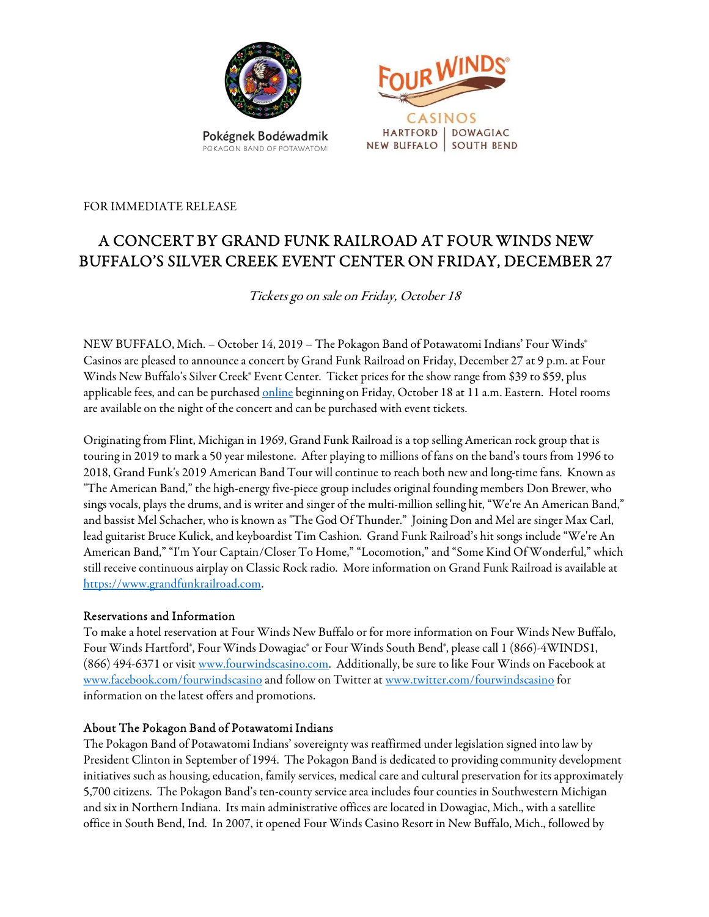Pokégnek Bodéwadmik
POKAGON BAND OF POTAWATOMI

FOUR WINDS®
CASINOS
HARTFORD | DOWAGIAC
NEW BUFFALO | SOUTH BEND

FOR IMMEDIATE RELEASE

# A CONCERT BY GRAND FUNK RAILROAD AT FOUR WINDS NEW BUFFALO'S SILVER CREEK EVENT CENTER ON FRIDAY, DECEMBER 27

*Tickets go on sale on Friday, October 18*

NEW BUFFALO, Mich. – October 14, 2019 – The Pokagon Band of Potawatomi Indians' Four Winds® Casinos are pleased to announce a concert by Grand Funk Railroad on Friday, December 27 at 9 p.m. at Four Winds New Buffalo's Silver Creek® Event Center. Ticket prices for the show range from $39 to $59, plus applicable fees, and can be purchased online beginning on Friday, October 18 at 11 a.m. Eastern. Hotel rooms are available on the night of the concert and can be purchased with event tickets.

Originating from Flint, Michigan in 1969, Grand Funk Railroad is a top selling American rock group that is touring in 2019 to mark a 50 year milestone. After playing to millions of fans on the band's tours from 1996 to 2018, Grand Funk's 2019 American Band Tour will continue to reach both new and long-time fans. Known as "The American Band," the high-energy five-piece group includes original founding members Don Brewer, who sings vocals, plays the drums, and is writer and singer of the multi-million selling hit, "We're An American Band," and bassist Mel Schacher, who is known as "The God Of Thunder." Joining Don and Mel are singer Max Carl, lead guitarist Bruce Kulick, and keyboardist Tim Cashion. Grand Funk Railroad's hit songs include "We're An American Band," "I'm Your Captain/Closer To Home," "Locomotion," and "Some Kind Of Wonderful," which still receive continuous airplay on Classic Rock radio. More information on Grand Funk Railroad is available at https://www.grandfunkrailroad.com.

## Reservations and Information

To make a hotel reservation at Four Winds New Buffalo or for more information on Four Winds New Buffalo, Four Winds Hartford®, Four Winds Dowagiac® or Four Winds South Bend®, please call 1 (866)-4WINDS1, (866) 494-6371 or visit www.fourwindscasino.com. Additionally, be sure to like Four Winds on Facebook at www.facebook.com/fourwindscasino and follow on Twitter at www.twitter.com/fourwindscasino for information on the latest offers and promotions.

## About The Pokagon Band of Potawatomi Indians

The Pokagon Band of Potawatomi Indians' sovereignty was reaffirmed under legislation signed into law by President Clinton in September of 1994. The Pokagon Band is dedicated to providing community development initiatives such as housing, education, family services, medical care and cultural preservation for its approximately 5,700 citizens. The Pokagon Band's ten-county service area includes four counties in Southwestern Michigan and six in Northern Indiana. Its main administrative offices are located in Dowagiac, Mich., with a satellite office in South Bend, Ind. In 2007, it opened Four Winds Casino Resort in New Buffalo, Mich., followed by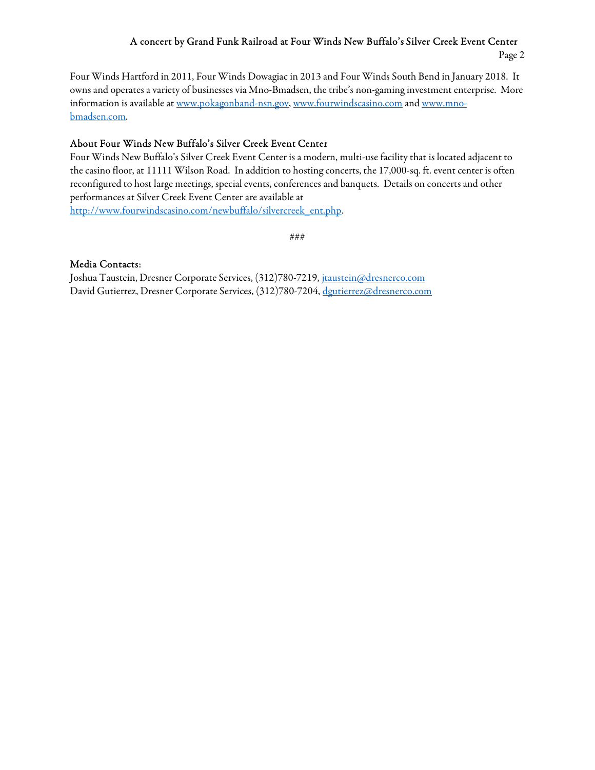Four Winds Hartford in 2011, Four Winds Dowagiac in 2013 and Four Winds South Bend in January 2018. It owns and operates a variety of businesses via Mno-Bmadsen, the tribe's non-gaming investment enterprise. More information is available at www.pokagonband-nsn.gov, www.fourwindscasino.com and www.mno-bmadsen.com.

## About Four Winds New Buffalo's Silver Creek Event Center

Four Winds New Buffalo's Silver Creek Event Center is a modern, multi-use facility that is located adjacent to the casino floor, at 11111 Wilson Road. In addition to hosting concerts, the 17,000-sq. ft. event center is often reconfigured to host large meetings, special events, conferences and banquets. Details on concerts and other performances at Silver Creek Event Center are available at http://www.fourwindscasino.com/newbuffalo/silvercreek_ent.php.

###

**Media Contacts:**
Joshua Taustein, Dresner Corporate Services, (312)780-7219, jtaustein@dresnerco.com
David Gutierrez, Dresner Corporate Services, (312)780-7204, dgutierrez@dresnerco.com